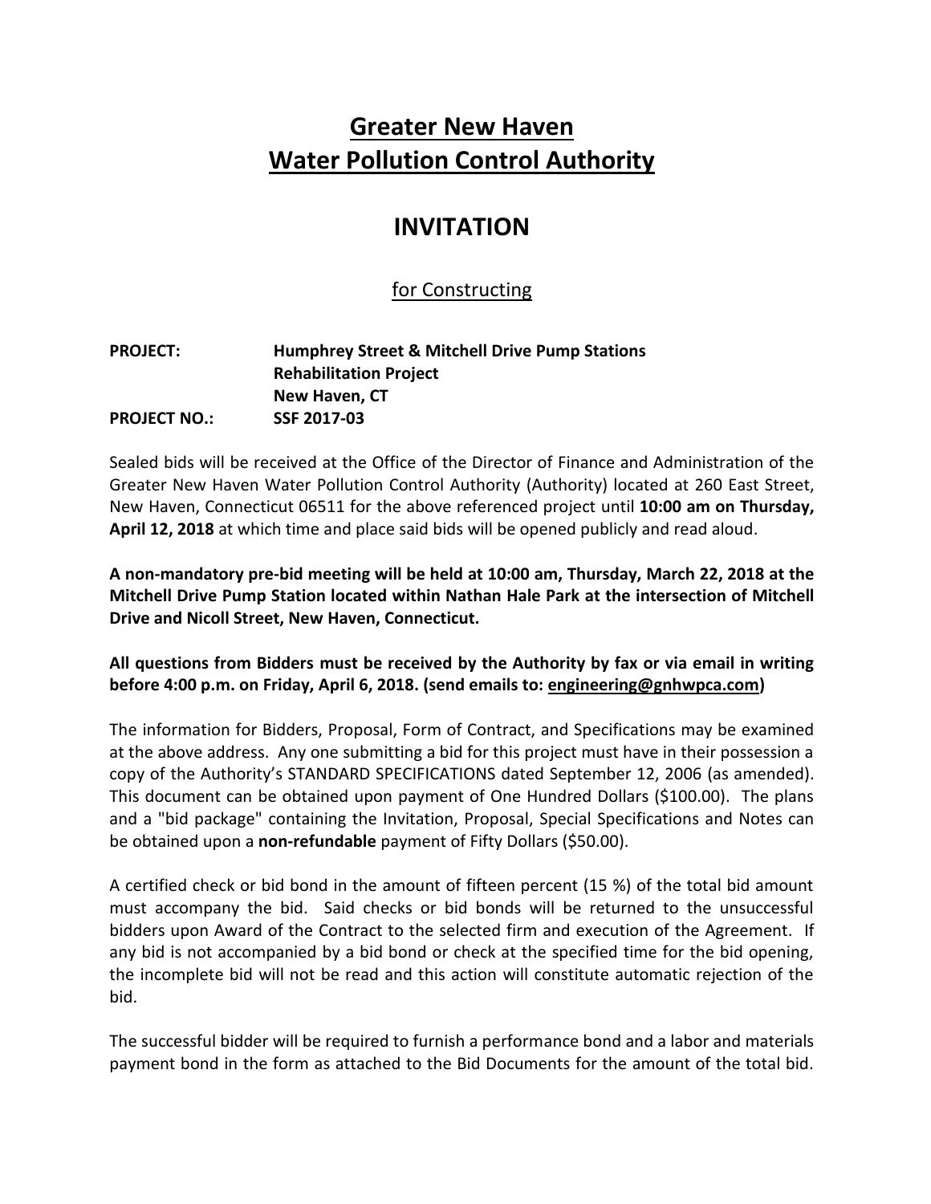# Greater New Haven Water Pollution Control Authority

## INVITATION

### for Constructing

**PROJECT:** **Humphrey Street & Mitchell Drive Pump Stations Rehabilitation Project New Haven, CT**

**PROJECT NO.:** **SSF 2017-03**

Sealed bids will be received at the Office of the Director of Finance and Administration of the Greater New Haven Water Pollution Control Authority (Authority) located at 260 East Street, New Haven, Connecticut 06511 for the above referenced project until **10:00 am on Thursday, April 12, 2018** at which time and place said bids will be opened publicly and read aloud.

**A non-mandatory pre-bid meeting will be held at 10:00 am, Thursday, March 22, 2018 at the Mitchell Drive Pump Station located within Nathan Hale Park at the intersection of Mitchell Drive and Nicoll Street, New Haven, Connecticut.**

**All questions from Bidders must be received by the Authority by fax or via email in writing before 4:00 p.m. on Friday, April 6, 2018. (send emails to: engineering@gnhwpca.com)**

The information for Bidders, Proposal, Form of Contract, and Specifications may be examined at the above address. Any one submitting a bid for this project must have in their possession a copy of the Authority's STANDARD SPECIFICATIONS dated September 12, 2006 (as amended). This document can be obtained upon payment of One Hundred Dollars ($100.00). The plans and a "bid package" containing the Invitation, Proposal, Special Specifications and Notes can be obtained upon a **non-refundable** payment of Fifty Dollars ($50.00).

A certified check or bid bond in the amount of fifteen percent (15 %) of the total bid amount must accompany the bid. Said checks or bid bonds will be returned to the unsuccessful bidders upon Award of the Contract to the selected firm and execution of the Agreement. If any bid is not accompanied by a bid bond or check at the specified time for the bid opening, the incomplete bid will not be read and this action will constitute automatic rejection of the bid.

The successful bidder will be required to furnish a performance bond and a labor and materials payment bond in the form as attached to the Bid Documents for the amount of the total bid.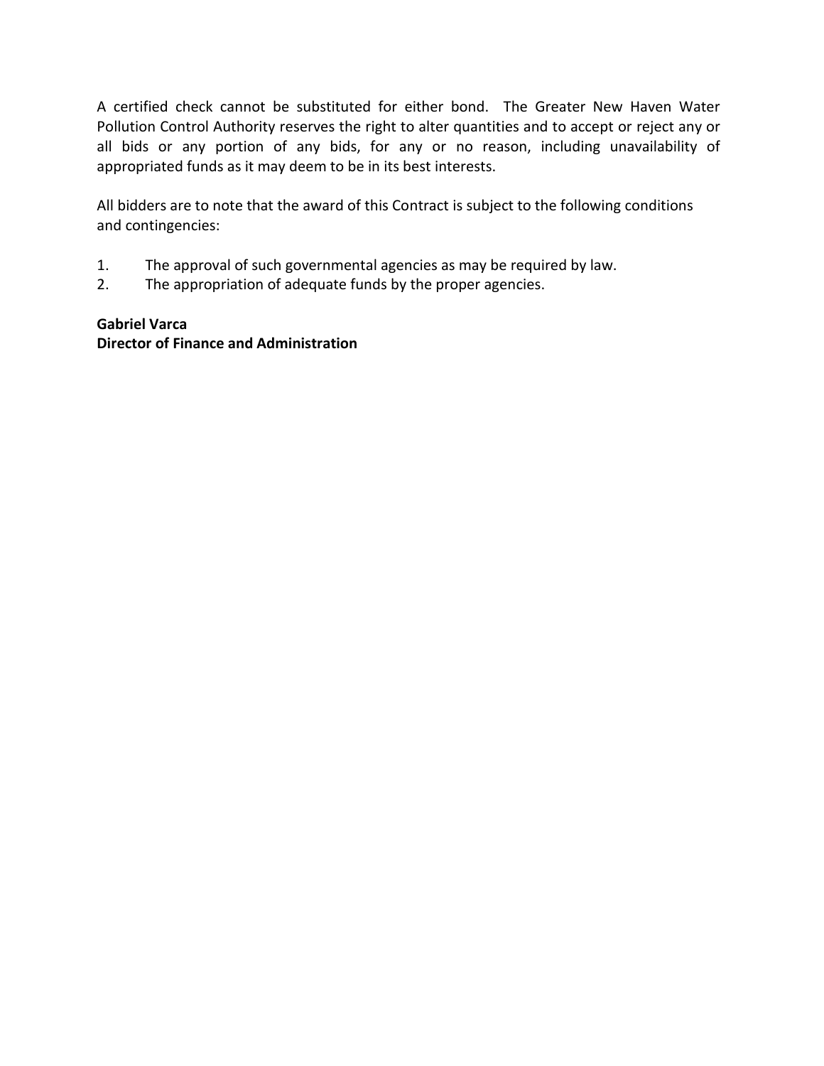A certified check cannot be substituted for either bond. The Greater New Haven Water Pollution Control Authority reserves the right to alter quantities and to accept or reject any or all bids or any portion of any bids, for any or no reason, including unavailability of appropriated funds as it may deem to be in its best interests.

All bidders are to note that the award of this Contract is subject to the following conditions and contingencies:

1. The approval of such governmental agencies as may be required by law.
2. The appropriation of adequate funds by the proper agencies.

**Gabriel Varca**
**Director of Finance and Administration**